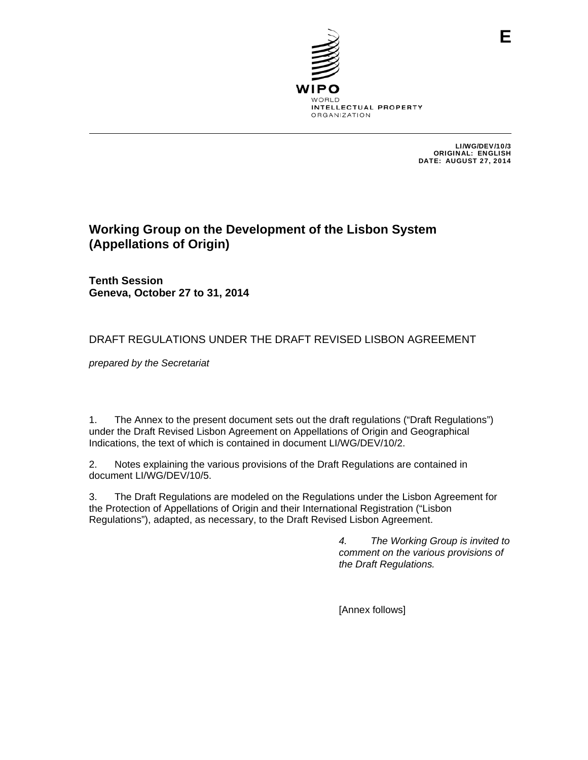E

WIPO
WORLD
INTELLECTUAL PROPERTY
ORGANIZATION

LI/WG/DEV/10/3
ORIGINAL: ENGLISH
DATE: AUGUST 27, 2014

# Working Group on the Development of the Lisbon System (Appellations of Origin)

**Tenth Session**
**Geneva, October 27 to 31, 2014**

## DRAFT REGULATIONS UNDER THE DRAFT REVISED LISBON AGREEMENT

*prepared by the Secretariat*

1. The Annex to the present document sets out the draft regulations ("Draft Regulations") under the Draft Revised Lisbon Agreement on Appellations of Origin and Geographical Indications, the text of which is contained in document LI/WG/DEV/10/2.

2. Notes explaining the various provisions of the Draft Regulations are contained in document LI/WG/DEV/10/5.

3. The Draft Regulations are modeled on the Regulations under the Lisbon Agreement for the Protection of Appellations of Origin and their International Registration ("Lisbon Regulations"), adapted, as necessary, to the Draft Revised Lisbon Agreement.

*4. The Working Group is invited to comment on the various provisions of the Draft Regulations.*

[Annex follows]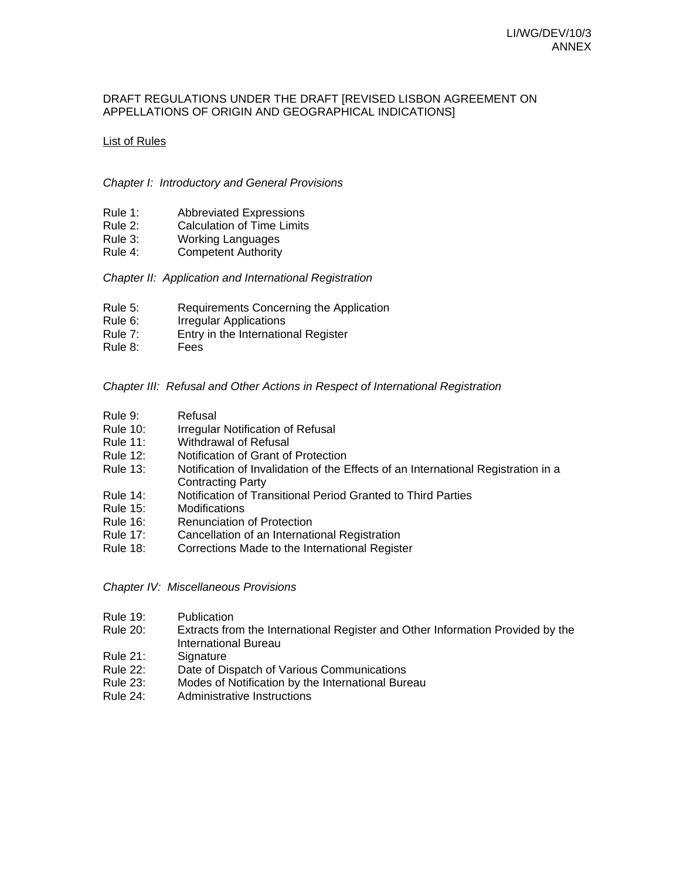DRAFT REGULATIONS UNDER THE DRAFT [REVISED LISBON AGREEMENT ON APPELLATIONS OF ORIGIN AND GEOGRAPHICAL INDICATIONS]

List of Rules

*Chapter I: Introductory and General Provisions*

Rule 1: Abbreviated Expressions
Rule 2: Calculation of Time Limits
Rule 3: Working Languages
Rule 4: Competent Authority

*Chapter II: Application and International Registration*

Rule 5: Requirements Concerning the Application
Rule 6: Irregular Applications
Rule 7: Entry in the International Register
Rule 8: Fees

*Chapter III: Refusal and Other Actions in Respect of International Registration*

Rule 9: Refusal
Rule 10: Irregular Notification of Refusal
Rule 11: Withdrawal of Refusal
Rule 12: Notification of Grant of Protection
Rule 13: Notification of Invalidation of the Effects of an International Registration in a Contracting Party
Rule 14: Notification of Transitional Period Granted to Third Parties
Rule 15: Modifications
Rule 16: Renunciation of Protection
Rule 17: Cancellation of an International Registration
Rule 18: Corrections Made to the International Register

*Chapter IV: Miscellaneous Provisions*

Rule 19: Publication
Rule 20: Extracts from the International Register and Other Information Provided by the International Bureau
Rule 21: Signature
Rule 22: Date of Dispatch of Various Communications
Rule 23: Modes of Notification by the International Bureau
Rule 24: Administrative Instructions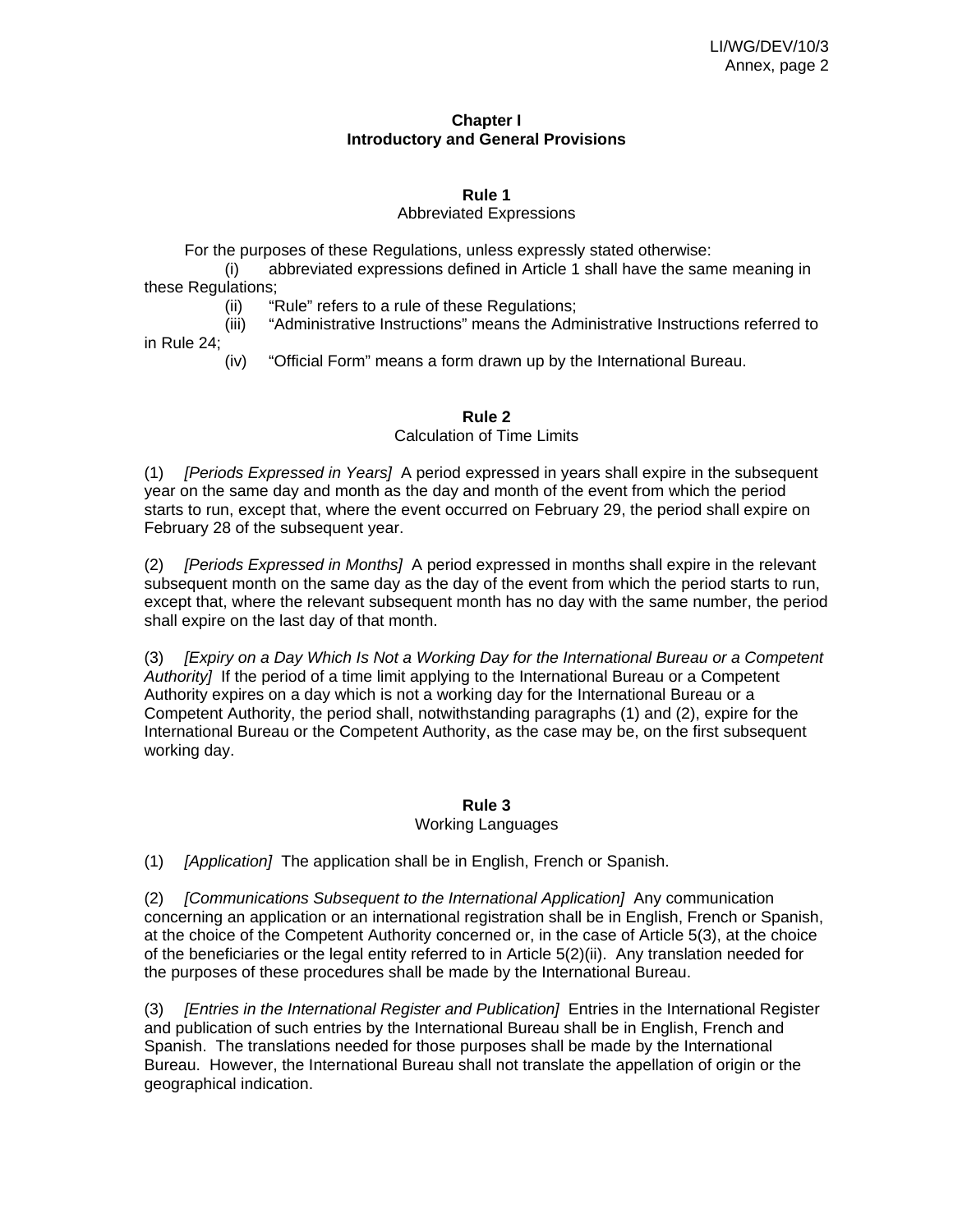## Chapter I
## Introductory and General Provisions

### Rule 1
Abbreviated Expressions

For the purposes of these Regulations, unless expressly stated otherwise:

(i) abbreviated expressions defined in Article 1 shall have the same meaning in these Regulations;

(ii) "Rule" refers to a rule of these Regulations;

(iii) "Administrative Instructions" means the Administrative Instructions referred to in Rule 24;

(iv) "Official Form" means a form drawn up by the International Bureau.

### Rule 2
Calculation of Time Limits

(1) *[Periods Expressed in Years]* A period expressed in years shall expire in the subsequent year on the same day and month as the day and month of the event from which the period starts to run, except that, where the event occurred on February 29, the period shall expire on February 28 of the subsequent year.

(2) *[Periods Expressed in Months]* A period expressed in months shall expire in the relevant subsequent month on the same day as the day of the event from which the period starts to run, except that, where the relevant subsequent month has no day with the same number, the period shall expire on the last day of that month.

(3) *[Expiry on a Day Which Is Not a Working Day for the International Bureau or a Competent Authority]* If the period of a time limit applying to the International Bureau or a Competent Authority expires on a day which is not a working day for the International Bureau or a Competent Authority, the period shall, notwithstanding paragraphs (1) and (2), expire for the International Bureau or the Competent Authority, as the case may be, on the first subsequent working day.

### Rule 3
Working Languages

(1) *[Application]* The application shall be in English, French or Spanish.

(2) *[Communications Subsequent to the International Application]* Any communication concerning an application or an international registration shall be in English, French or Spanish, at the choice of the Competent Authority concerned or, in the case of Article 5(3), at the choice of the beneficiaries or the legal entity referred to in Article 5(2)(ii). Any translation needed for the purposes of these procedures shall be made by the International Bureau.

(3) *[Entries in the International Register and Publication]* Entries in the International Register and publication of such entries by the International Bureau shall be in English, French and Spanish. The translations needed for those purposes shall be made by the International Bureau. However, the International Bureau shall not translate the appellation of origin or the geographical indication.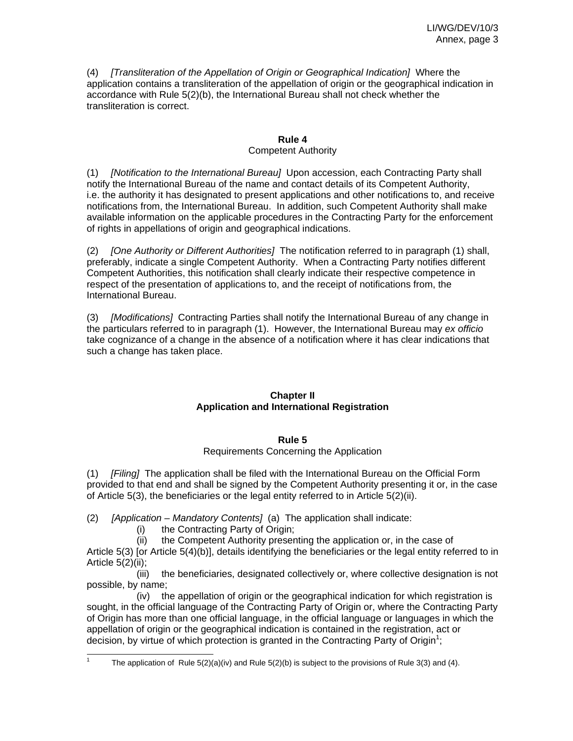(4) *[Transliteration of the Appellation of Origin or Geographical Indication]* Where the application contains a transliteration of the appellation of origin or the geographical indication in accordance with Rule 5(2)(b), the International Bureau shall not check whether the transliteration is correct.

**Rule 4**
Competent Authority

(1) *[Notification to the International Bureau]* Upon accession, each Contracting Party shall notify the International Bureau of the name and contact details of its Competent Authority, i.e. the authority it has designated to present applications and other notifications to, and receive notifications from, the International Bureau. In addition, such Competent Authority shall make available information on the applicable procedures in the Contracting Party for the enforcement of rights in appellations of origin and geographical indications.

(2) *[One Authority or Different Authorities]* The notification referred to in paragraph (1) shall, preferably, indicate a single Competent Authority. When a Contracting Party notifies different Competent Authorities, this notification shall clearly indicate their respective competence in respect of the presentation of applications to, and the receipt of notifications from, the International Bureau.

(3) *[Modifications]* Contracting Parties shall notify the International Bureau of any change in the particulars referred to in paragraph (1). However, the International Bureau may *ex officio* take cognizance of a change in the absence of a notification where it has clear indications that such a change has taken place.

## Chapter II
## Application and International Registration

**Rule 5**
Requirements Concerning the Application

(1) *[Filing]* The application shall be filed with the International Bureau on the Official Form provided to that end and shall be signed by the Competent Authority presenting it or, in the case of Article 5(3), the beneficiaries or the legal entity referred to in Article 5(2)(ii).

(2) *[Application – Mandatory Contents]* (a) The application shall indicate:

(i) the Contracting Party of Origin;

(ii) the Competent Authority presenting the application or, in the case of Article 5(3) [or Article 5(4)(b)], details identifying the beneficiaries or the legal entity referred to in Article 5(2)(ii);

(iii) the beneficiaries, designated collectively or, where collective designation is not possible, by name;

(iv) the appellation of origin or the geographical indication for which registration is sought, in the official language of the Contracting Party of Origin or, where the Contracting Party of Origin has more than one official language, in the official language or languages in which the appellation of origin or the geographical indication is contained in the registration, act or decision, by virtue of which protection is granted in the Contracting Party of Origin[1];

---

[1] The application of Rule 5(2)(a)(iv) and Rule 5(2)(b) is subject to the provisions of Rule 3(3) and (4).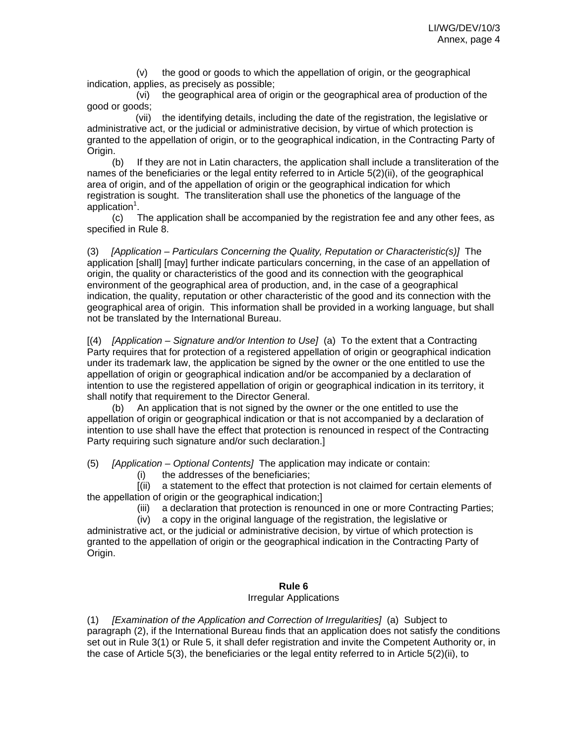(v) the good or goods to which the appellation of origin, or the geographical indication, applies, as precisely as possible;

(vi) the geographical area of origin or the geographical area of production of the good or goods;

(vii) the identifying details, including the date of the registration, the legislative or administrative act, or the judicial or administrative decision, by virtue of which protection is granted to the appellation of origin, or to the geographical indication, in the Contracting Party of Origin.

(b) If they are not in Latin characters, the application shall include a transliteration of the names of the beneficiaries or the legal entity referred to in Article 5(2)(ii), of the geographical area of origin, and of the appellation of origin or the geographical indication for which registration is sought. The transliteration shall use the phonetics of the language of the application[1].

(c) The application shall be accompanied by the registration fee and any other fees, as specified in Rule 8.

(3) *[Application – Particulars Concerning the Quality, Reputation or Characteristic(s)]* The application [shall] [may] further indicate particulars concerning, in the case of an appellation of origin, the quality or characteristics of the good and its connection with the geographical environment of the geographical area of production, and, in the case of a geographical indication, the quality, reputation or other characteristic of the good and its connection with the geographical area of origin. This information shall be provided in a working language, but shall not be translated by the International Bureau.

[(4) *[Application – Signature and/or Intention to Use]* (a) To the extent that a Contracting Party requires that for protection of a registered appellation of origin or geographical indication under its trademark law, the application be signed by the owner or the one entitled to use the appellation of origin or geographical indication and/or be accompanied by a declaration of intention to use the registered appellation of origin or geographical indication in its territory, it shall notify that requirement to the Director General.

(b) An application that is not signed by the owner or the one entitled to use the appellation of origin or geographical indication or that is not accompanied by a declaration of intention to use shall have the effect that protection is renounced in respect of the Contracting Party requiring such signature and/or such declaration.]

(5) *[Application – Optional Contents]* The application may indicate or contain:

(i) the addresses of the beneficiaries;

[(ii) a statement to the effect that protection is not claimed for certain elements of the appellation of origin or the geographical indication;]

(iii) a declaration that protection is renounced in one or more Contracting Parties;

(iv) a copy in the original language of the registration, the legislative or administrative act, or the judicial or administrative decision, by virtue of which protection is granted to the appellation of origin or the geographical indication in the Contracting Party of Origin.

## Rule 6

Irregular Applications

(1) *[Examination of the Application and Correction of Irregularities]* (a) Subject to paragraph (2), if the International Bureau finds that an application does not satisfy the conditions set out in Rule 3(1) or Rule 5, it shall defer registration and invite the Competent Authority or, in the case of Article 5(3), the beneficiaries or the legal entity referred to in Article 5(2)(ii), to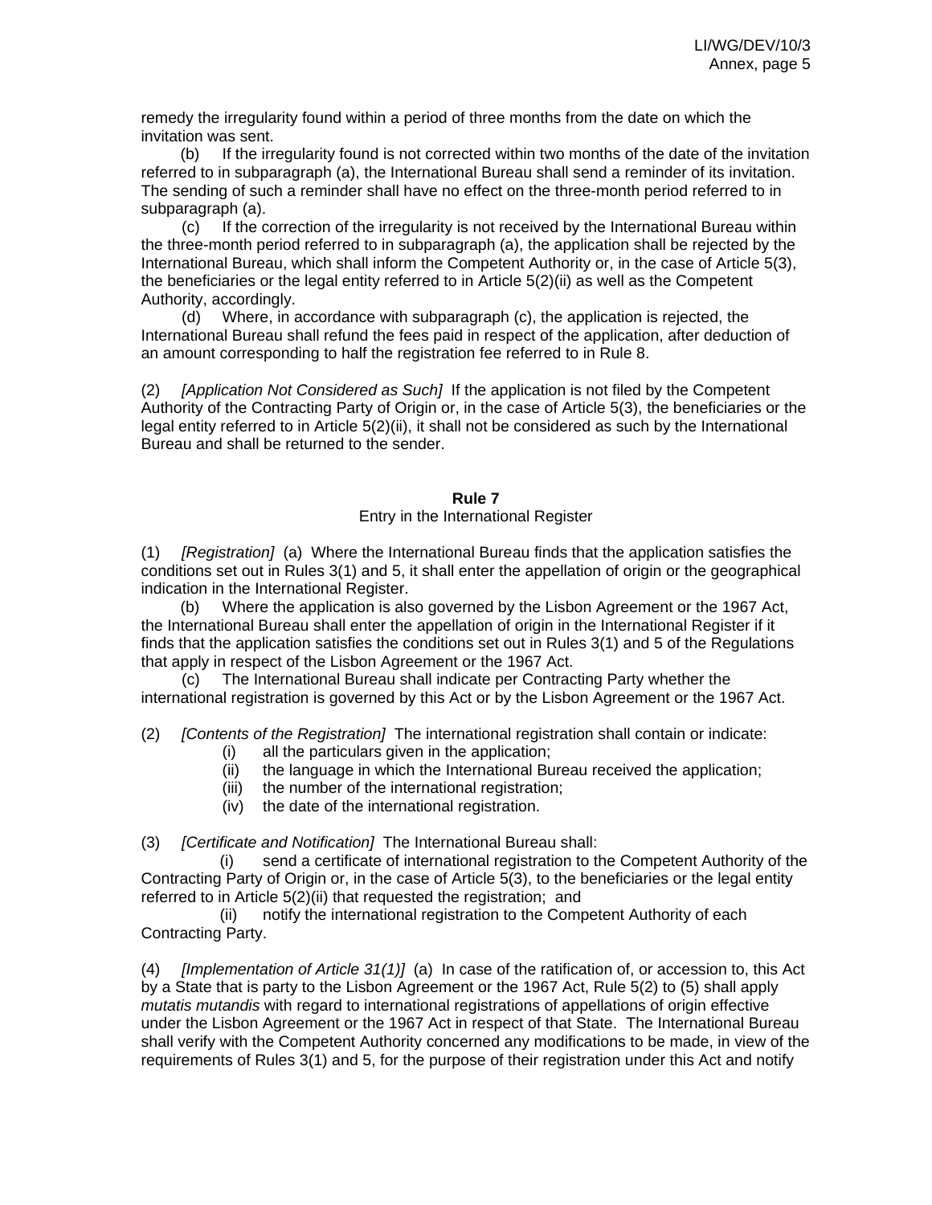remedy the irregularity found within a period of three months from the date on which the invitation was sent.

(b) If the irregularity found is not corrected within two months of the date of the invitation referred to in subparagraph (a), the International Bureau shall send a reminder of its invitation. The sending of such a reminder shall have no effect on the three-month period referred to in subparagraph (a).

(c) If the correction of the irregularity is not received by the International Bureau within the three-month period referred to in subparagraph (a), the application shall be rejected by the International Bureau, which shall inform the Competent Authority or, in the case of Article 5(3), the beneficiaries or the legal entity referred to in Article 5(2)(ii) as well as the Competent Authority, accordingly.

(d) Where, in accordance with subparagraph (c), the application is rejected, the International Bureau shall refund the fees paid in respect of the application, after deduction of an amount corresponding to half the registration fee referred to in Rule 8.

(2) *[Application Not Considered as Such]* If the application is not filed by the Competent Authority of the Contracting Party of Origin or, in the case of Article 5(3), the beneficiaries or the legal entity referred to in Article 5(2)(ii), it shall not be considered as such by the International Bureau and shall be returned to the sender.

**Rule 7**

Entry in the International Register

(1) *[Registration]* (a) Where the International Bureau finds that the application satisfies the conditions set out in Rules 3(1) and 5, it shall enter the appellation of origin or the geographical indication in the International Register.

(b) Where the application is also governed by the Lisbon Agreement or the 1967 Act, the International Bureau shall enter the appellation of origin in the International Register if it finds that the application satisfies the conditions set out in Rules 3(1) and 5 of the Regulations that apply in respect of the Lisbon Agreement or the 1967 Act.

(c) The International Bureau shall indicate per Contracting Party whether the international registration is governed by this Act or by the Lisbon Agreement or the 1967 Act.

(2) *[Contents of the Registration]* The international registration shall contain or indicate:

(i) all the particulars given in the application;
(ii) the language in which the International Bureau received the application;
(iii) the number of the international registration;
(iv) the date of the international registration.

(3) *[Certificate and Notification]* The International Bureau shall:

(i) send a certificate of international registration to the Competent Authority of the Contracting Party of Origin or, in the case of Article 5(3), to the beneficiaries or the legal entity referred to in Article 5(2)(ii) that requested the registration; and

(ii) notify the international registration to the Competent Authority of each Contracting Party.

(4) *[Implementation of Article 31(1)]* (a) In case of the ratification of, or accession to, this Act by a State that is party to the Lisbon Agreement or the 1967 Act, Rule 5(2) to (5) shall apply *mutatis mutandis* with regard to international registrations of appellations of origin effective under the Lisbon Agreement or the 1967 Act in respect of that State. The International Bureau shall verify with the Competent Authority concerned any modifications to be made, in view of the requirements of Rules 3(1) and 5, for the purpose of their registration under this Act and notify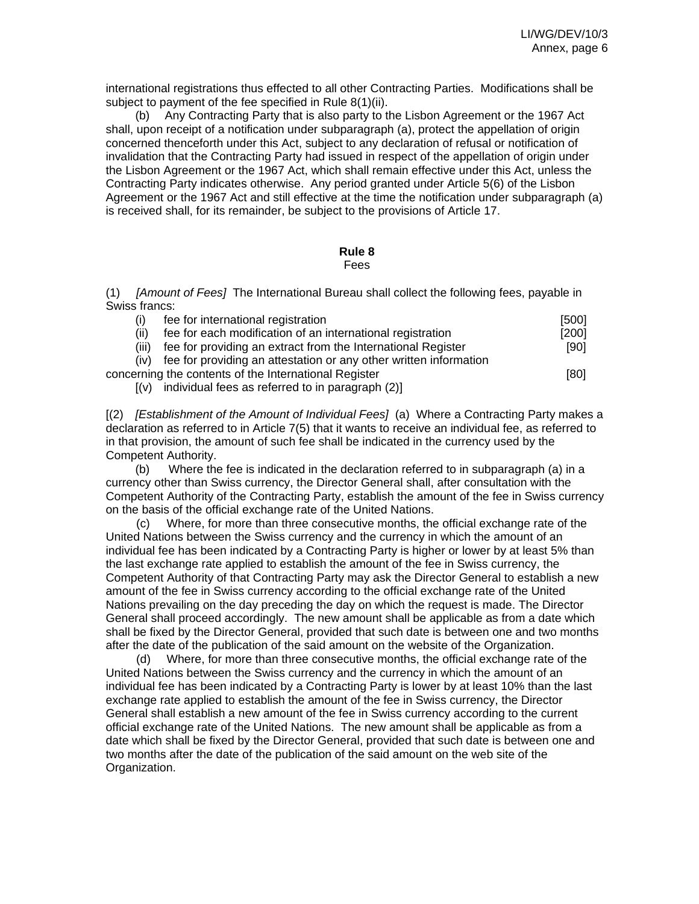international registrations thus effected to all other Contracting Parties. Modifications shall be subject to payment of the fee specified in Rule 8(1)(ii).

(b) Any Contracting Party that is also party to the Lisbon Agreement or the 1967 Act shall, upon receipt of a notification under subparagraph (a), protect the appellation of origin concerned thenceforth under this Act, subject to any declaration of refusal or notification of invalidation that the Contracting Party had issued in respect of the appellation of origin under the Lisbon Agreement or the 1967 Act, which shall remain effective under this Act, unless the Contracting Party indicates otherwise. Any period granted under Article 5(6) of the Lisbon Agreement or the 1967 Act and still effective at the time the notification under subparagraph (a) is received shall, for its remainder, be subject to the provisions of Article 17.

**Rule 8**
Fees

(1) *[Amount of Fees]* The International Bureau shall collect the following fees, payable in Swiss francs:

| | | |
|---|---|---|
| (i) | fee for international registration | [500] |
| (ii) | fee for each modification of an international registration | [200] |
| (iii) | fee for providing an extract from the International Register | [90] |
| (iv) | fee for providing an attestation or any other written information concerning the contents of the International Register | [80] |
| [(v) | individual fees as referred to in paragraph (2)] | |

[(2) *[Establishment of the Amount of Individual Fees]* (a) Where a Contracting Party makes a declaration as referred to in Article 7(5) that it wants to receive an individual fee, as referred to in that provision, the amount of such fee shall be indicated in the currency used by the Competent Authority.

(b) Where the fee is indicated in the declaration referred to in subparagraph (a) in a currency other than Swiss currency, the Director General shall, after consultation with the Competent Authority of the Contracting Party, establish the amount of the fee in Swiss currency on the basis of the official exchange rate of the United Nations.

(c) Where, for more than three consecutive months, the official exchange rate of the United Nations between the Swiss currency and the currency in which the amount of an individual fee has been indicated by a Contracting Party is higher or lower by at least 5% than the last exchange rate applied to establish the amount of the fee in Swiss currency, the Competent Authority of that Contracting Party may ask the Director General to establish a new amount of the fee in Swiss currency according to the official exchange rate of the United Nations prevailing on the day preceding the day on which the request is made. The Director General shall proceed accordingly. The new amount shall be applicable as from a date which shall be fixed by the Director General, provided that such date is between one and two months after the date of the publication of the said amount on the website of the Organization.

(d) Where, for more than three consecutive months, the official exchange rate of the United Nations between the Swiss currency and the currency in which the amount of an individual fee has been indicated by a Contracting Party is lower by at least 10% than the last exchange rate applied to establish the amount of the fee in Swiss currency, the Director General shall establish a new amount of the fee in Swiss currency according to the current official exchange rate of the United Nations. The new amount shall be applicable as from a date which shall be fixed by the Director General, provided that such date is between one and two months after the date of the publication of the said amount on the web site of the Organization.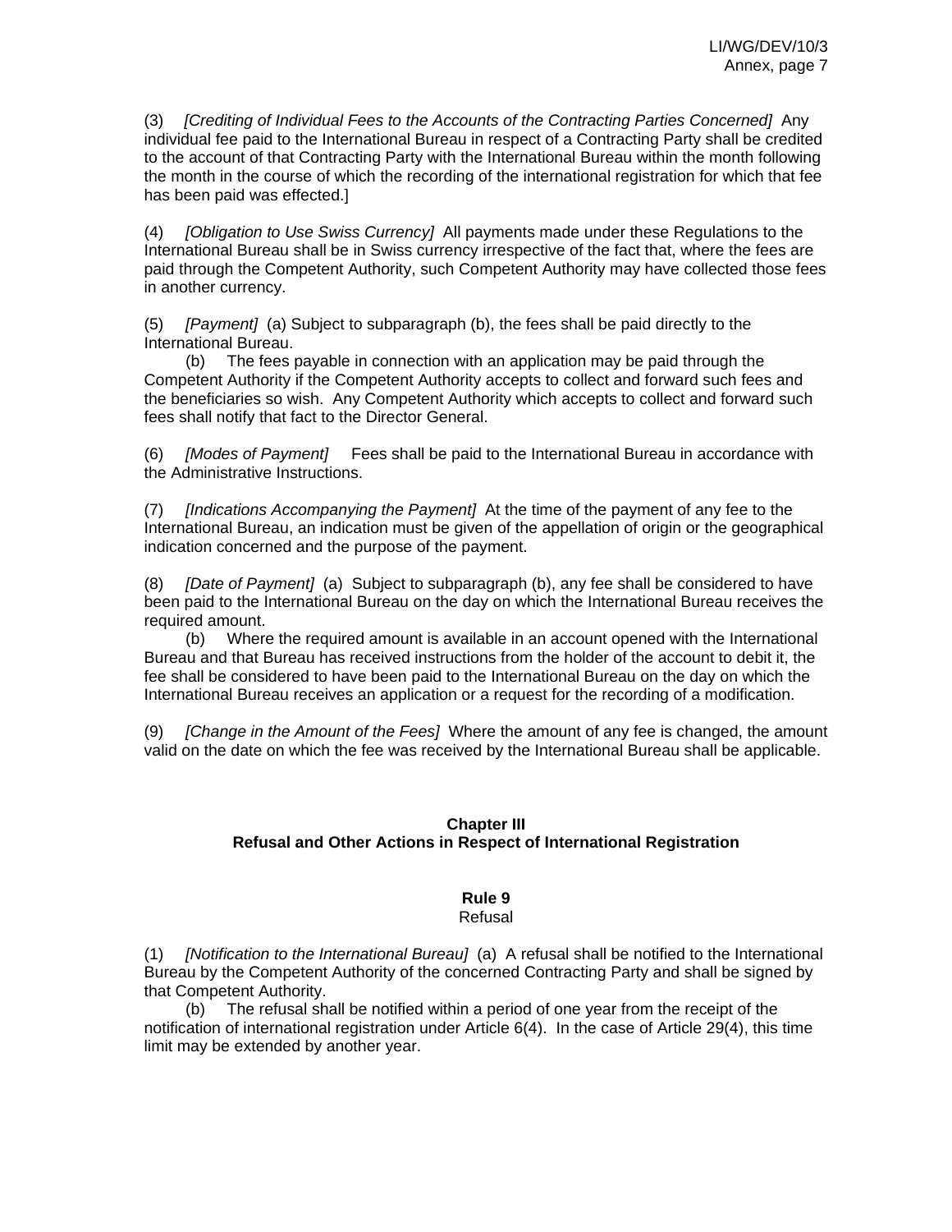(3) *[Crediting of Individual Fees to the Accounts of the Contracting Parties Concerned]* Any individual fee paid to the International Bureau in respect of a Contracting Party shall be credited to the account of that Contracting Party with the International Bureau within the month following the month in the course of which the recording of the international registration for which that fee has been paid was effected.]

(4) *[Obligation to Use Swiss Currency]* All payments made under these Regulations to the International Bureau shall be in Swiss currency irrespective of the fact that, where the fees are paid through the Competent Authority, such Competent Authority may have collected those fees in another currency.

(5) *[Payment]* (a) Subject to subparagraph (b), the fees shall be paid directly to the International Bureau.

(b) The fees payable in connection with an application may be paid through the Competent Authority if the Competent Authority accepts to collect and forward such fees and the beneficiaries so wish. Any Competent Authority which accepts to collect and forward such fees shall notify that fact to the Director General.

(6) *[Modes of Payment]* Fees shall be paid to the International Bureau in accordance with the Administrative Instructions.

(7) *[Indications Accompanying the Payment]* At the time of the payment of any fee to the International Bureau, an indication must be given of the appellation of origin or the geographical indication concerned and the purpose of the payment.

(8) *[Date of Payment]* (a) Subject to subparagraph (b), any fee shall be considered to have been paid to the International Bureau on the day on which the International Bureau receives the required amount.

(b) Where the required amount is available in an account opened with the International Bureau and that Bureau has received instructions from the holder of the account to debit it, the fee shall be considered to have been paid to the International Bureau on the day on which the International Bureau receives an application or a request for the recording of a modification.

(9) *[Change in the Amount of the Fees]* Where the amount of any fee is changed, the amount valid on the date on which the fee was received by the International Bureau shall be applicable.

## Chapter III
## Refusal and Other Actions in Respect of International Registration

### Rule 9
Refusal

(1) *[Notification to the International Bureau]* (a) A refusal shall be notified to the International Bureau by the Competent Authority of the concerned Contracting Party and shall be signed by that Competent Authority.

(b) The refusal shall be notified within a period of one year from the receipt of the notification of international registration under Article 6(4). In the case of Article 29(4), this time limit may be extended by another year.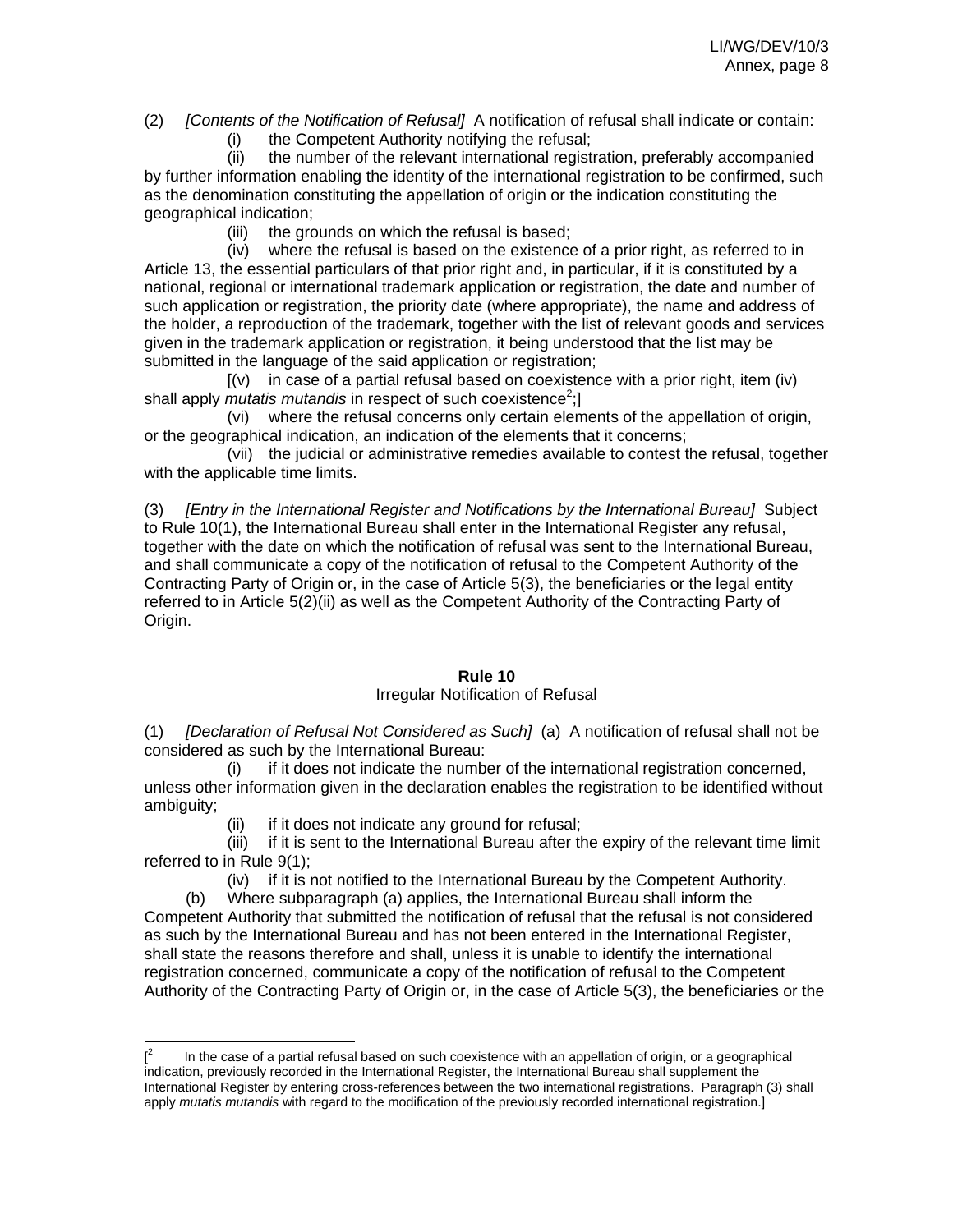(2) *[Contents of the Notification of Refusal]* A notification of refusal shall indicate or contain:

(i) the Competent Authority notifying the refusal;

(ii) the number of the relevant international registration, preferably accompanied by further information enabling the identity of the international registration to be confirmed, such as the denomination constituting the appellation of origin or the indication constituting the geographical indication;

(iii) the grounds on which the refusal is based;

(iv) where the refusal is based on the existence of a prior right, as referred to in Article 13, the essential particulars of that prior right and, in particular, if it is constituted by a national, regional or international trademark application or registration, the date and number of such application or registration, the priority date (where appropriate), the name and address of the holder, a reproduction of the trademark, together with the list of relevant goods and services given in the trademark application or registration, it being understood that the list may be submitted in the language of the said application or registration;

[(v) in case of a partial refusal based on coexistence with a prior right, item (iv) shall apply *mutatis mutandis* in respect of such coexistence[2];]

(vi) where the refusal concerns only certain elements of the appellation of origin, or the geographical indication, an indication of the elements that it concerns;

(vii) the judicial or administrative remedies available to contest the refusal, together with the applicable time limits.

(3) *[Entry in the International Register and Notifications by the International Bureau]* Subject to Rule 10(1), the International Bureau shall enter in the International Register any refusal, together with the date on which the notification of refusal was sent to the International Bureau, and shall communicate a copy of the notification of refusal to the Competent Authority of the Contracting Party of Origin or, in the case of Article 5(3), the beneficiaries or the legal entity referred to in Article 5(2)(ii) as well as the Competent Authority of the Contracting Party of Origin.

**Rule 10**

Irregular Notification of Refusal

(1) *[Declaration of Refusal Not Considered as Such]* (a) A notification of refusal shall not be considered as such by the International Bureau:

(i) if it does not indicate the number of the international registration concerned, unless other information given in the declaration enables the registration to be identified without ambiguity;

(ii) if it does not indicate any ground for refusal;

(iii) if it is sent to the International Bureau after the expiry of the relevant time limit referred to in Rule 9(1);

(iv) if it is not notified to the International Bureau by the Competent Authority.

(b) Where subparagraph (a) applies, the International Bureau shall inform the Competent Authority that submitted the notification of refusal that the refusal is not considered as such by the International Bureau and has not been entered in the International Register, shall state the reasons therefore and shall, unless it is unable to identify the international registration concerned, communicate a copy of the notification of refusal to the Competent Authority of the Contracting Party of Origin or, in the case of Article 5(3), the beneficiaries or the

---

[[2] In the case of a partial refusal based on such coexistence with an appellation of origin, or a geographical indication, previously recorded in the International Register, the International Bureau shall supplement the International Register by entering cross-references between the two international registrations. Paragraph (3) shall apply *mutatis mutandis* with regard to the modification of the previously recorded international registration.]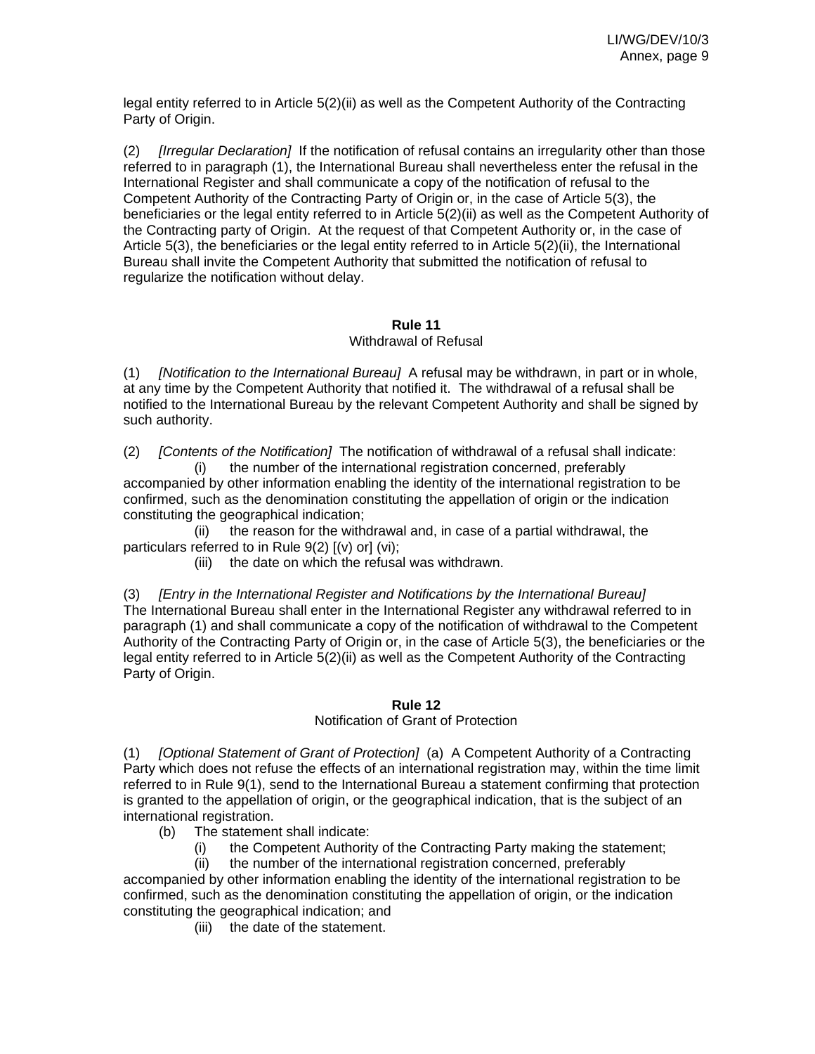legal entity referred to in Article 5(2)(ii) as well as the Competent Authority of the Contracting Party of Origin.

(2) *[Irregular Declaration]* If the notification of refusal contains an irregularity other than those referred to in paragraph (1), the International Bureau shall nevertheless enter the refusal in the International Register and shall communicate a copy of the notification of refusal to the Competent Authority of the Contracting Party of Origin or, in the case of Article 5(3), the beneficiaries or the legal entity referred to in Article 5(2)(ii) as well as the Competent Authority of the Contracting party of Origin. At the request of that Competent Authority or, in the case of Article 5(3), the beneficiaries or the legal entity referred to in Article 5(2)(ii), the International Bureau shall invite the Competent Authority that submitted the notification of refusal to regularize the notification without delay.

**Rule 11**

Withdrawal of Refusal

(1) *[Notification to the International Bureau]* A refusal may be withdrawn, in part or in whole, at any time by the Competent Authority that notified it. The withdrawal of a refusal shall be notified to the International Bureau by the relevant Competent Authority and shall be signed by such authority.

(2) *[Contents of the Notification]* The notification of withdrawal of a refusal shall indicate:

(i) the number of the international registration concerned, preferably accompanied by other information enabling the identity of the international registration to be confirmed, such as the denomination constituting the appellation of origin or the indication constituting the geographical indication;

(ii) the reason for the withdrawal and, in case of a partial withdrawal, the particulars referred to in Rule 9(2) [(v) or] (vi);

(iii) the date on which the refusal was withdrawn.

(3) *[Entry in the International Register and Notifications by the International Bureau]* The International Bureau shall enter in the International Register any withdrawal referred to in paragraph (1) and shall communicate a copy of the notification of withdrawal to the Competent Authority of the Contracting Party of Origin or, in the case of Article 5(3), the beneficiaries or the legal entity referred to in Article 5(2)(ii) as well as the Competent Authority of the Contracting Party of Origin.

**Rule 12**

Notification of Grant of Protection

(1) *[Optional Statement of Grant of Protection]* (a) A Competent Authority of a Contracting Party which does not refuse the effects of an international registration may, within the time limit referred to in Rule 9(1), send to the International Bureau a statement confirming that protection is granted to the appellation of origin, or the geographical indication, that is the subject of an international registration.

(b) The statement shall indicate:

(i) the Competent Authority of the Contracting Party making the statement;

(ii) the number of the international registration concerned, preferably accompanied by other information enabling the identity of the international registration to be confirmed, such as the denomination constituting the appellation of origin, or the indication constituting the geographical indication; and

(iii) the date of the statement.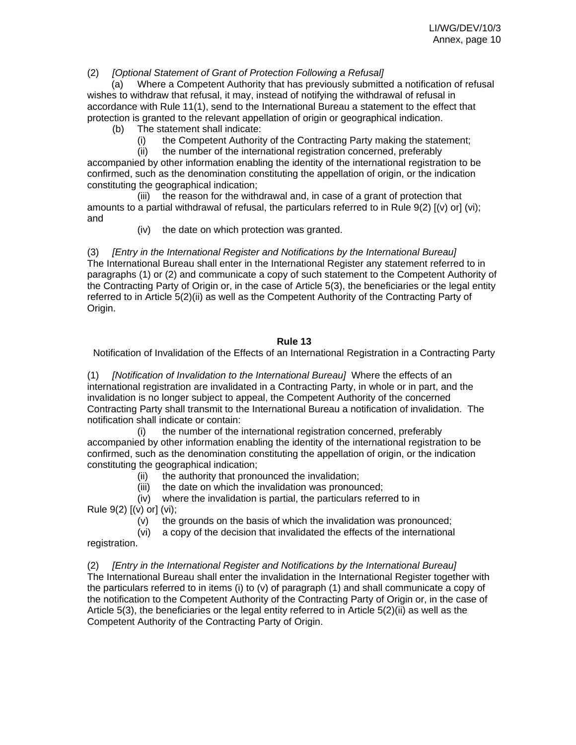(2) *[Optional Statement of Grant of Protection Following a Refusal]*

(a) Where a Competent Authority that has previously submitted a notification of refusal wishes to withdraw that refusal, it may, instead of notifying the withdrawal of refusal in accordance with Rule 11(1), send to the International Bureau a statement to the effect that protection is granted to the relevant appellation of origin or geographical indication.

(b) The statement shall indicate:

(i) the Competent Authority of the Contracting Party making the statement;

(ii) the number of the international registration concerned, preferably accompanied by other information enabling the identity of the international registration to be confirmed, such as the denomination constituting the appellation of origin, or the indication constituting the geographical indication;

(iii) the reason for the withdrawal and, in case of a grant of protection that amounts to a partial withdrawal of refusal, the particulars referred to in Rule 9(2) [(v) or] (vi); and

(iv) the date on which protection was granted.

(3) *[Entry in the International Register and Notifications by the International Bureau]* The International Bureau shall enter in the International Register any statement referred to in paragraphs (1) or (2) and communicate a copy of such statement to the Competent Authority of the Contracting Party of Origin or, in the case of Article 5(3), the beneficiaries or the legal entity referred to in Article 5(2)(ii) as well as the Competent Authority of the Contracting Party of Origin.

## Rule 13

Notification of Invalidation of the Effects of an International Registration in a Contracting Party

(1) *[Notification of Invalidation to the International Bureau]* Where the effects of an international registration are invalidated in a Contracting Party, in whole or in part, and the invalidation is no longer subject to appeal, the Competent Authority of the concerned Contracting Party shall transmit to the International Bureau a notification of invalidation. The notification shall indicate or contain:

(i) the number of the international registration concerned, preferably accompanied by other information enabling the identity of the international registration to be confirmed, such as the denomination constituting the appellation of origin, or the indication constituting the geographical indication;

(ii) the authority that pronounced the invalidation;

(iii) the date on which the invalidation was pronounced;

(iv) where the invalidation is partial, the particulars referred to in Rule 9(2) [(v) or] (vi);

(v) the grounds on the basis of which the invalidation was pronounced;

(vi) a copy of the decision that invalidated the effects of the international registration.

(2) *[Entry in the International Register and Notifications by the International Bureau]* The International Bureau shall enter the invalidation in the International Register together with the particulars referred to in items (i) to (v) of paragraph (1) and shall communicate a copy of the notification to the Competent Authority of the Contracting Party of Origin or, in the case of Article 5(3), the beneficiaries or the legal entity referred to in Article 5(2)(ii) as well as the Competent Authority of the Contracting Party of Origin.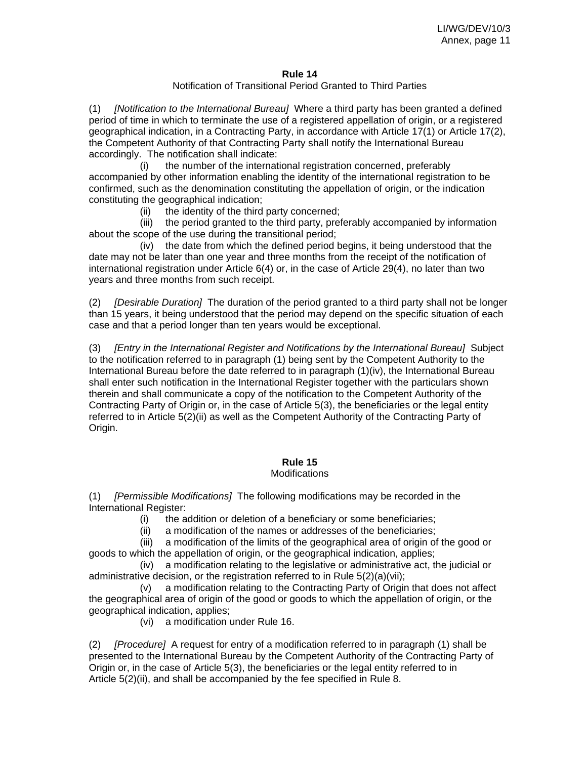### Rule 14

Notification of Transitional Period Granted to Third Parties

(1) *[Notification to the International Bureau]* Where a third party has been granted a defined period of time in which to terminate the use of a registered appellation of origin, or a registered geographical indication, in a Contracting Party, in accordance with Article 17(1) or Article 17(2), the Competent Authority of that Contracting Party shall notify the International Bureau accordingly. The notification shall indicate:

(i) the number of the international registration concerned, preferably accompanied by other information enabling the identity of the international registration to be confirmed, such as the denomination constituting the appellation of origin, or the indication constituting the geographical indication;

(ii) the identity of the third party concerned;

(iii) the period granted to the third party, preferably accompanied by information about the scope of the use during the transitional period;

(iv) the date from which the defined period begins, it being understood that the date may not be later than one year and three months from the receipt of the notification of international registration under Article 6(4) or, in the case of Article 29(4), no later than two years and three months from such receipt.

(2) *[Desirable Duration]* The duration of the period granted to a third party shall not be longer than 15 years, it being understood that the period may depend on the specific situation of each case and that a period longer than ten years would be exceptional.

(3) *[Entry in the International Register and Notifications by the International Bureau]* Subject to the notification referred to in paragraph (1) being sent by the Competent Authority to the International Bureau before the date referred to in paragraph (1)(iv), the International Bureau shall enter such notification in the International Register together with the particulars shown therein and shall communicate a copy of the notification to the Competent Authority of the Contracting Party of Origin or, in the case of Article 5(3), the beneficiaries or the legal entity referred to in Article 5(2)(ii) as well as the Competent Authority of the Contracting Party of Origin.

### Rule 15

Modifications

(1) *[Permissible Modifications]* The following modifications may be recorded in the International Register:

(i) the addition or deletion of a beneficiary or some beneficiaries;

(ii) a modification of the names or addresses of the beneficiaries;

(iii) a modification of the limits of the geographical area of origin of the good or goods to which the appellation of origin, or the geographical indication, applies;

(iv) a modification relating to the legislative or administrative act, the judicial or administrative decision, or the registration referred to in Rule 5(2)(a)(vii);

(v) a modification relating to the Contracting Party of Origin that does not affect the geographical area of origin of the good or goods to which the appellation of origin, or the geographical indication, applies;

(vi) a modification under Rule 16.

(2) *[Procedure]* A request for entry of a modification referred to in paragraph (1) shall be presented to the International Bureau by the Competent Authority of the Contracting Party of Origin or, in the case of Article 5(3), the beneficiaries or the legal entity referred to in Article 5(2)(ii), and shall be accompanied by the fee specified in Rule 8.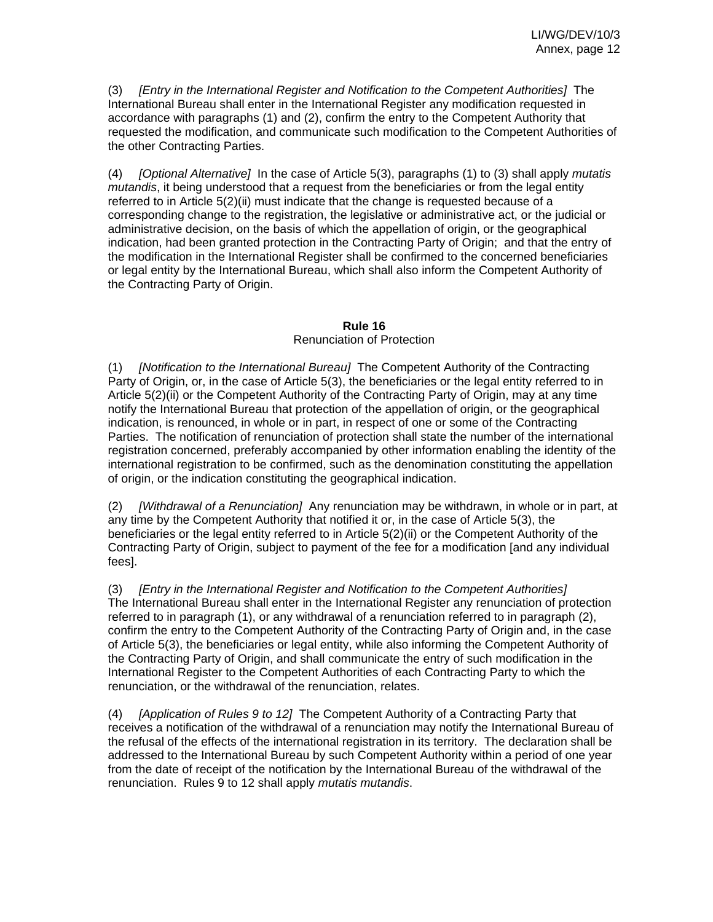(3) *[Entry in the International Register and Notification to the Competent Authorities]* The International Bureau shall enter in the International Register any modification requested in accordance with paragraphs (1) and (2), confirm the entry to the Competent Authority that requested the modification, and communicate such modification to the Competent Authorities of the other Contracting Parties.

(4) *[Optional Alternative]* In the case of Article 5(3), paragraphs (1) to (3) shall apply *mutatis mutandis*, it being understood that a request from the beneficiaries or from the legal entity referred to in Article 5(2)(ii) must indicate that the change is requested because of a corresponding change to the registration, the legislative or administrative act, or the judicial or administrative decision, on the basis of which the appellation of origin, or the geographical indication, had been granted protection in the Contracting Party of Origin; and that the entry of the modification in the International Register shall be confirmed to the concerned beneficiaries or legal entity by the International Bureau, which shall also inform the Competent Authority of the Contracting Party of Origin.

**Rule 16**
Renunciation of Protection

(1) *[Notification to the International Bureau]* The Competent Authority of the Contracting Party of Origin, or, in the case of Article 5(3), the beneficiaries or the legal entity referred to in Article 5(2)(ii) or the Competent Authority of the Contracting Party of Origin, may at any time notify the International Bureau that protection of the appellation of origin, or the geographical indication, is renounced, in whole or in part, in respect of one or some of the Contracting Parties. The notification of renunciation of protection shall state the number of the international registration concerned, preferably accompanied by other information enabling the identity of the international registration to be confirmed, such as the denomination constituting the appellation of origin, or the indication constituting the geographical indication.

(2) *[Withdrawal of a Renunciation]* Any renunciation may be withdrawn, in whole or in part, at any time by the Competent Authority that notified it or, in the case of Article 5(3), the beneficiaries or the legal entity referred to in Article 5(2)(ii) or the Competent Authority of the Contracting Party of Origin, subject to payment of the fee for a modification [and any individual fees].

(3) *[Entry in the International Register and Notification to the Competent Authorities]* The International Bureau shall enter in the International Register any renunciation of protection referred to in paragraph (1), or any withdrawal of a renunciation referred to in paragraph (2), confirm the entry to the Competent Authority of the Contracting Party of Origin and, in the case of Article 5(3), the beneficiaries or legal entity, while also informing the Competent Authority of the Contracting Party of Origin, and shall communicate the entry of such modification in the International Register to the Competent Authorities of each Contracting Party to which the renunciation, or the withdrawal of the renunciation, relates.

(4) *[Application of Rules 9 to 12]* The Competent Authority of a Contracting Party that receives a notification of the withdrawal of a renunciation may notify the International Bureau of the refusal of the effects of the international registration in its territory. The declaration shall be addressed to the International Bureau by such Competent Authority within a period of one year from the date of receipt of the notification by the International Bureau of the withdrawal of the renunciation. Rules 9 to 12 shall apply *mutatis mutandis*.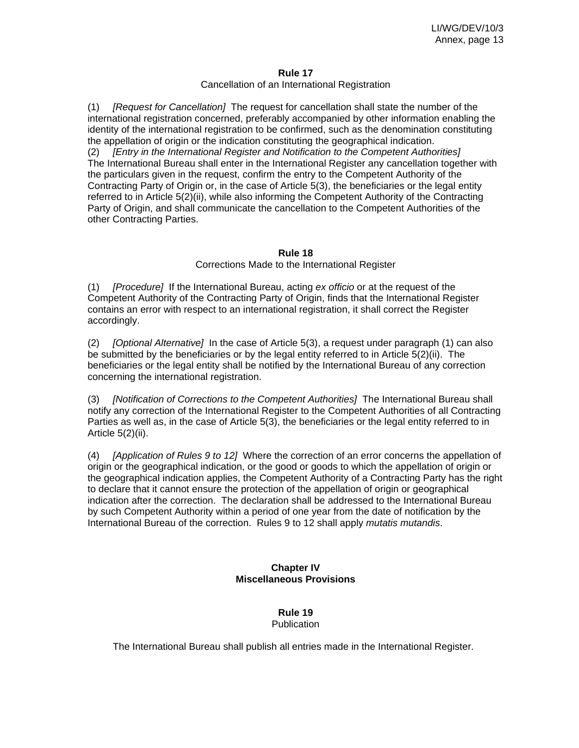### Rule 17

Cancellation of an International Registration

(1) *[Request for Cancellation]* The request for cancellation shall state the number of the international registration concerned, preferably accompanied by other information enabling the identity of the international registration to be confirmed, such as the denomination constituting the appellation of origin or the indication constituting the geographical indication.
(2) *[Entry in the International Register and Notification to the Competent Authorities]* The International Bureau shall enter in the International Register any cancellation together with the particulars given in the request, confirm the entry to the Competent Authority of the Contracting Party of Origin or, in the case of Article 5(3), the beneficiaries or the legal entity referred to in Article 5(2)(ii), while also informing the Competent Authority of the Contracting Party of Origin, and shall communicate the cancellation to the Competent Authorities of the other Contracting Parties.

### Rule 18

Corrections Made to the International Register

(1) *[Procedure]* If the International Bureau, acting *ex officio* or at the request of the Competent Authority of the Contracting Party of Origin, finds that the International Register contains an error with respect to an international registration, it shall correct the Register accordingly.

(2) *[Optional Alternative]* In the case of Article 5(3), a request under paragraph (1) can also be submitted by the beneficiaries or by the legal entity referred to in Article 5(2)(ii). The beneficiaries or the legal entity shall be notified by the International Bureau of any correction concerning the international registration.

(3) *[Notification of Corrections to the Competent Authorities]* The International Bureau shall notify any correction of the International Register to the Competent Authorities of all Contracting Parties as well as, in the case of Article 5(3), the beneficiaries or the legal entity referred to in Article 5(2)(ii).

(4) *[Application of Rules 9 to 12]* Where the correction of an error concerns the appellation of origin or the geographical indication, or the good or goods to which the appellation of origin or the geographical indication applies, the Competent Authority of a Contracting Party has the right to declare that it cannot ensure the protection of the appellation of origin or geographical indication after the correction. The declaration shall be addressed to the International Bureau by such Competent Authority within a period of one year from the date of notification by the International Bureau of the correction. Rules 9 to 12 shall apply *mutatis mutandis*.

## Chapter IV
## Miscellaneous Provisions

### Rule 19

Publication

The International Bureau shall publish all entries made in the International Register.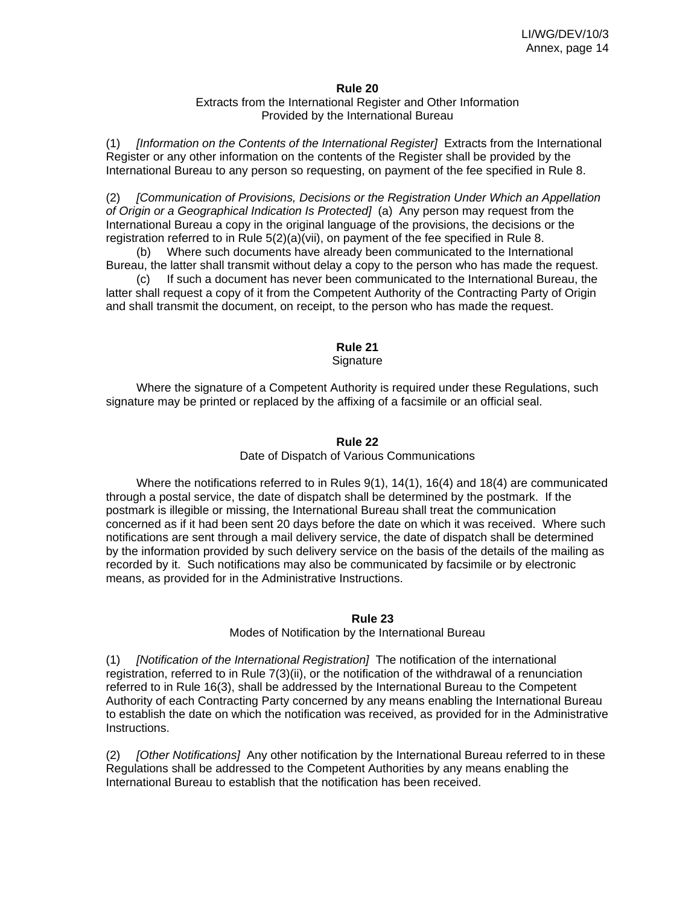**Rule 20**

Extracts from the International Register and Other Information
Provided by the International Bureau

(1) *[Information on the Contents of the International Register]* Extracts from the International Register or any other information on the contents of the Register shall be provided by the International Bureau to any person so requesting, on payment of the fee specified in Rule 8.

(2) *[Communication of Provisions, Decisions or the Registration Under Which an Appellation of Origin or a Geographical Indication Is Protected]* (a) Any person may request from the International Bureau a copy in the original language of the provisions, the decisions or the registration referred to in Rule 5(2)(a)(vii), on payment of the fee specified in Rule 8.

(b) Where such documents have already been communicated to the International Bureau, the latter shall transmit without delay a copy to the person who has made the request.

(c) If such a document has never been communicated to the International Bureau, the latter shall request a copy of it from the Competent Authority of the Contracting Party of Origin and shall transmit the document, on receipt, to the person who has made the request.

**Rule 21**

Signature

Where the signature of a Competent Authority is required under these Regulations, such signature may be printed or replaced by the affixing of a facsimile or an official seal.

**Rule 22**

Date of Dispatch of Various Communications

Where the notifications referred to in Rules 9(1), 14(1), 16(4) and 18(4) are communicated through a postal service, the date of dispatch shall be determined by the postmark. If the postmark is illegible or missing, the International Bureau shall treat the communication concerned as if it had been sent 20 days before the date on which it was received. Where such notifications are sent through a mail delivery service, the date of dispatch shall be determined by the information provided by such delivery service on the basis of the details of the mailing as recorded by it. Such notifications may also be communicated by facsimile or by electronic means, as provided for in the Administrative Instructions.

**Rule 23**

Modes of Notification by the International Bureau

(1) *[Notification of the International Registration]* The notification of the international registration, referred to in Rule 7(3)(ii), or the notification of the withdrawal of a renunciation referred to in Rule 16(3), shall be addressed by the International Bureau to the Competent Authority of each Contracting Party concerned by any means enabling the International Bureau to establish the date on which the notification was received, as provided for in the Administrative Instructions.

(2) *[Other Notifications]* Any other notification by the International Bureau referred to in these Regulations shall be addressed to the Competent Authorities by any means enabling the International Bureau to establish that the notification has been received.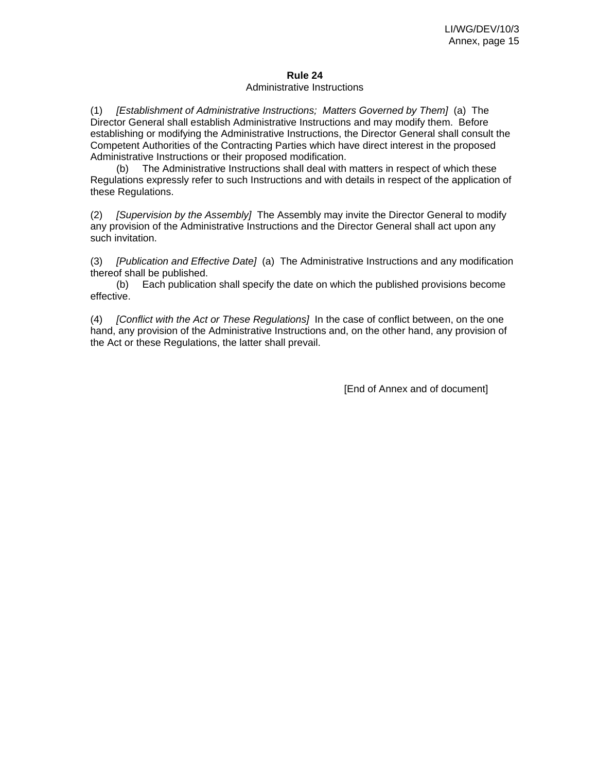**Rule 24**

Administrative Instructions

(1) *[Establishment of Administrative Instructions; Matters Governed by Them]* (a) The Director General shall establish Administrative Instructions and may modify them. Before establishing or modifying the Administrative Instructions, the Director General shall consult the Competent Authorities of the Contracting Parties which have direct interest in the proposed Administrative Instructions or their proposed modification.

(b) The Administrative Instructions shall deal with matters in respect of which these Regulations expressly refer to such Instructions and with details in respect of the application of these Regulations.

(2) *[Supervision by the Assembly]* The Assembly may invite the Director General to modify any provision of the Administrative Instructions and the Director General shall act upon any such invitation.

(3) *[Publication and Effective Date]* (a) The Administrative Instructions and any modification thereof shall be published.

(b) Each publication shall specify the date on which the published provisions become effective.

(4) *[Conflict with the Act or These Regulations]* In the case of conflict between, on the one hand, any provision of the Administrative Instructions and, on the other hand, any provision of the Act or these Regulations, the latter shall prevail.

[End of Annex and of document]